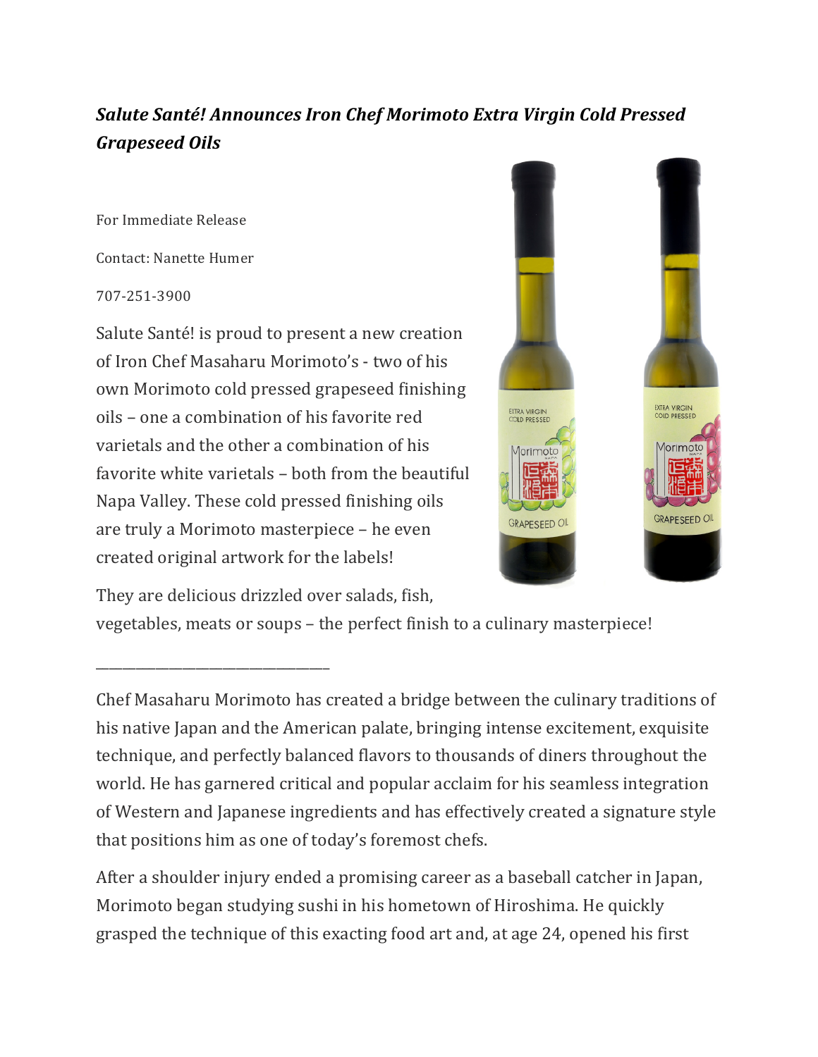***Salute Santé! Announces Iron Chef Morimoto Extra Virgin Cold Pressed Grapeseed Oils***

For Immediate Release

Contact: Nanette Humer

707-251-3900

Salute Santé! is proud to present a new creation of Iron Chef Masaharu Morimoto's - two of his own Morimoto cold pressed grapeseed finishing oils – one a combination of his favorite red varietals and the other a combination of his favorite white varietals – both from the beautiful Napa Valley. These cold pressed finishing oils are truly a Morimoto masterpiece – he even created original artwork for the labels!

They are delicious drizzled over salads, fish, vegetables, meats or soups – the perfect finish to a culinary masterpiece!

\_\_\_\_\_\_\_\_\_\_\_\_\_\_\_\_\_\_\_\_\_\_\_\_\_\_\_\_\_\_\_\_\_\_\_\_\_

Chef Masaharu Morimoto has created a bridge between the culinary traditions of his native Japan and the American palate, bringing intense excitement, exquisite technique, and perfectly balanced flavors to thousands of diners throughout the world. He has garnered critical and popular acclaim for his seamless integration of Western and Japanese ingredients and has effectively created a signature style that positions him as one of today's foremost chefs.

After a shoulder injury ended a promising career as a baseball catcher in Japan, Morimoto began studying sushi in his hometown of Hiroshima. He quickly grasped the technique of this exacting food art and, at age 24, opened his first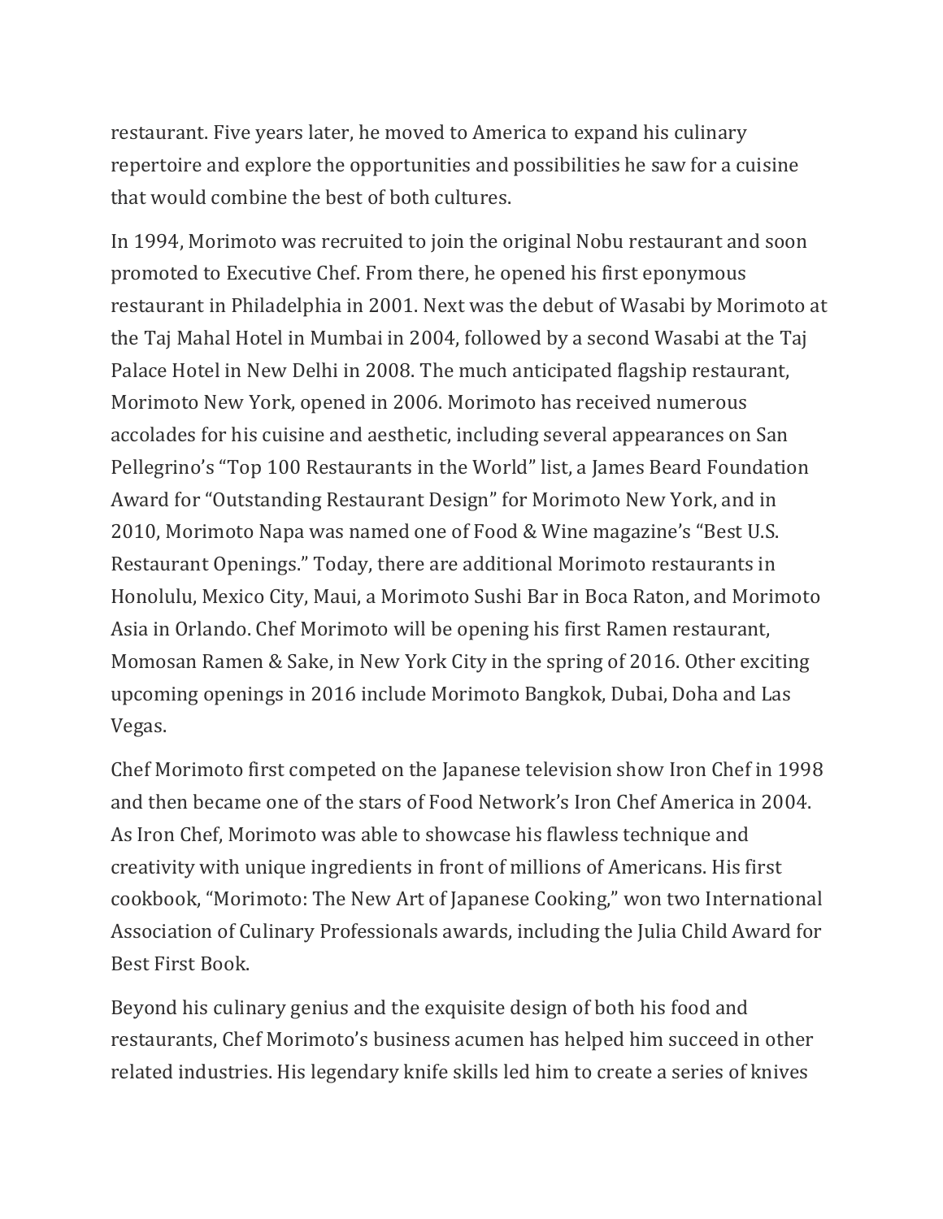restaurant. Five years later, he moved to America to expand his culinary repertoire and explore the opportunities and possibilities he saw for a cuisine that would combine the best of both cultures.

In 1994, Morimoto was recruited to join the original Nobu restaurant and soon promoted to Executive Chef. From there, he opened his first eponymous restaurant in Philadelphia in 2001. Next was the debut of Wasabi by Morimoto at the Taj Mahal Hotel in Mumbai in 2004, followed by a second Wasabi at the Taj Palace Hotel in New Delhi in 2008. The much anticipated flagship restaurant, Morimoto New York, opened in 2006. Morimoto has received numerous accolades for his cuisine and aesthetic, including several appearances on San Pellegrino's "Top 100 Restaurants in the World" list, a James Beard Foundation Award for "Outstanding Restaurant Design" for Morimoto New York, and in 2010, Morimoto Napa was named one of Food & Wine magazine's "Best U.S. Restaurant Openings." Today, there are additional Morimoto restaurants in Honolulu, Mexico City, Maui, a Morimoto Sushi Bar in Boca Raton, and Morimoto Asia in Orlando. Chef Morimoto will be opening his first Ramen restaurant, Momosan Ramen & Sake, in New York City in the spring of 2016. Other exciting upcoming openings in 2016 include Morimoto Bangkok, Dubai, Doha and Las Vegas.

Chef Morimoto first competed on the Japanese television show Iron Chef in 1998 and then became one of the stars of Food Network's Iron Chef America in 2004. As Iron Chef, Morimoto was able to showcase his flawless technique and creativity with unique ingredients in front of millions of Americans. His first cookbook, "Morimoto: The New Art of Japanese Cooking," won two International Association of Culinary Professionals awards, including the Julia Child Award for Best First Book.

Beyond his culinary genius and the exquisite design of both his food and restaurants, Chef Morimoto's business acumen has helped him succeed in other related industries. His legendary knife skills led him to create a series of knives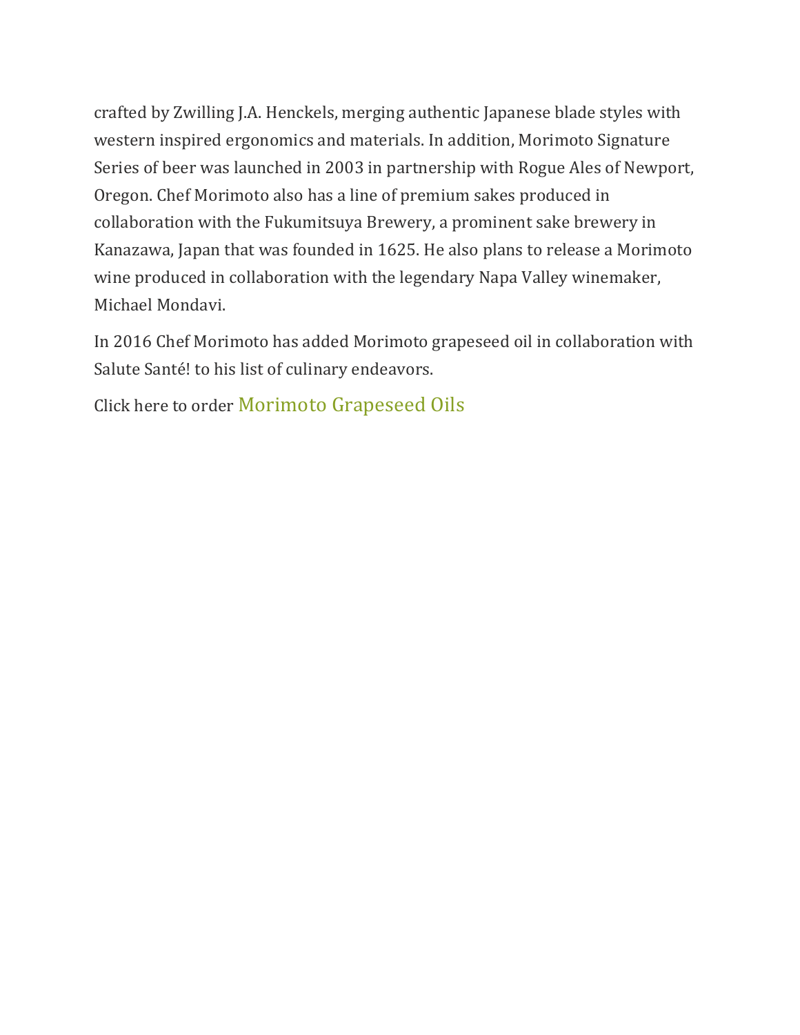crafted by Zwilling J.A. Henckels, merging authentic Japanese blade styles with western inspired ergonomics and materials. In addition, Morimoto Signature Series of beer was launched in 2003 in partnership with Rogue Ales of Newport, Oregon. Chef Morimoto also has a line of premium sakes produced in collaboration with the Fukumitsuya Brewery, a prominent sake brewery in Kanazawa, Japan that was founded in 1625. He also plans to release a Morimoto wine produced in collaboration with the legendary Napa Valley winemaker, Michael Mondavi.

In 2016 Chef Morimoto has added Morimoto grapeseed oil in collaboration with Salute Santé! to his list of culinary endeavors.

Click here to order Morimoto Grapeseed Oils